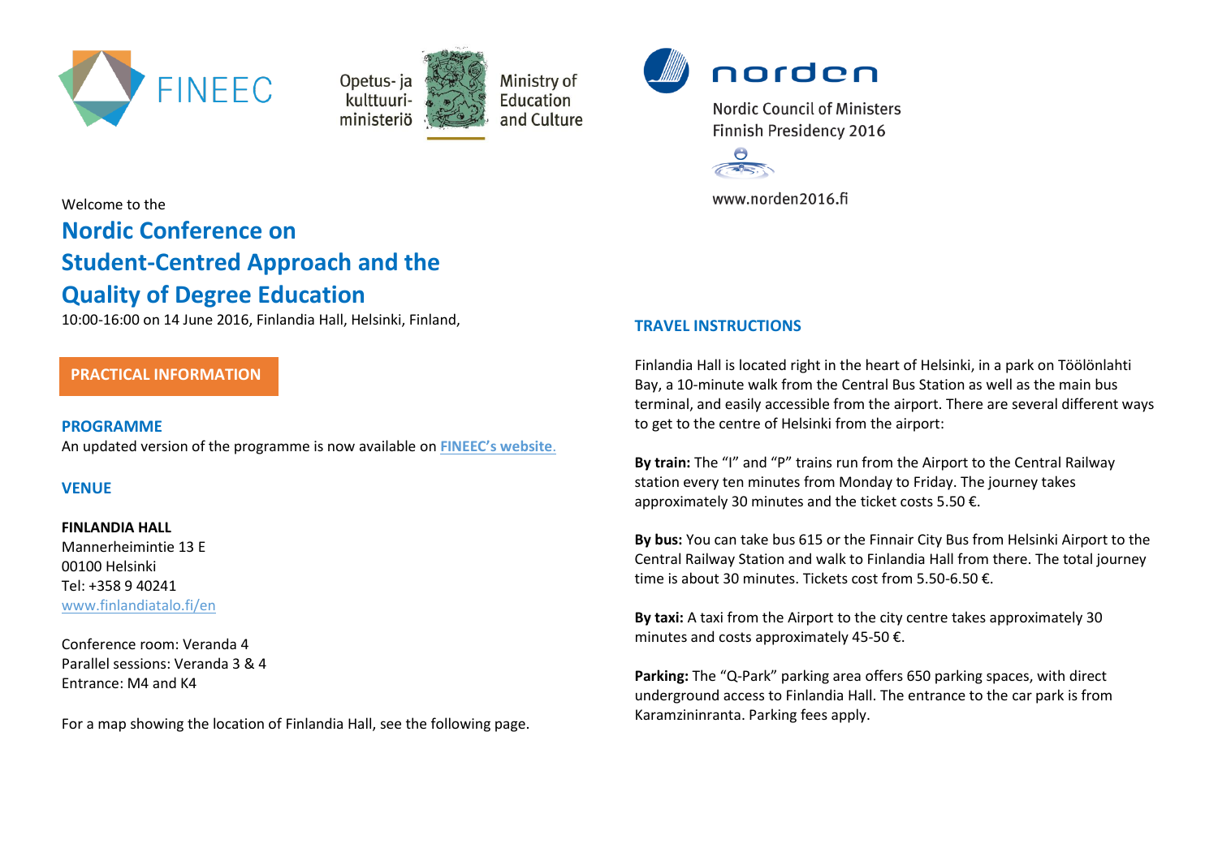FINEEC

Opetus- ja kulttuuriministeriö

Ministry of Education and Culture

norden

Nordic Council of Ministers
Finnish Presidency 2016

www.norden2016.fi

Welcome to the

# Nordic Conference on Student-Centred Approach and the Quality of Degree Education

10:00-16:00 on 14 June 2016, Finlandia Hall, Helsinki, Finland,

## PRACTICAL INFORMATION

### PROGRAMME

An updated version of the programme is now available on **FINEEC's website**.

### VENUE

**FINLANDIA HALL**
Mannerheimintie 13 E
00100 Helsinki
Tel: +358 9 40241
www.finlandiatalo.fi/en

Conference room: Veranda 4
Parallel sessions: Veranda 3 & 4
Entrance: M4 and K4

For a map showing the location of Finlandia Hall, see the following page.

### TRAVEL INSTRUCTIONS

Finlandia Hall is located right in the heart of Helsinki, in a park on Töölönlahti Bay, a 10-minute walk from the Central Bus Station as well as the main bus terminal, and easily accessible from the airport. There are several different ways to get to the centre of Helsinki from the airport:

**By train:** The "I" and "P" trains run from the Airport to the Central Railway station every ten minutes from Monday to Friday. The journey takes approximately 30 minutes and the ticket costs 5.50 €.

**By bus:** You can take bus 615 or the Finnair City Bus from Helsinki Airport to the Central Railway Station and walk to Finlandia Hall from there. The total journey time is about 30 minutes. Tickets cost from 5.50-6.50 €.

**By taxi:** A taxi from the Airport to the city centre takes approximately 30 minutes and costs approximately 45-50 €.

**Parking:** The "Q-Park" parking area offers 650 parking spaces, with direct underground access to Finlandia Hall. The entrance to the car park is from Karamzininranta. Parking fees apply.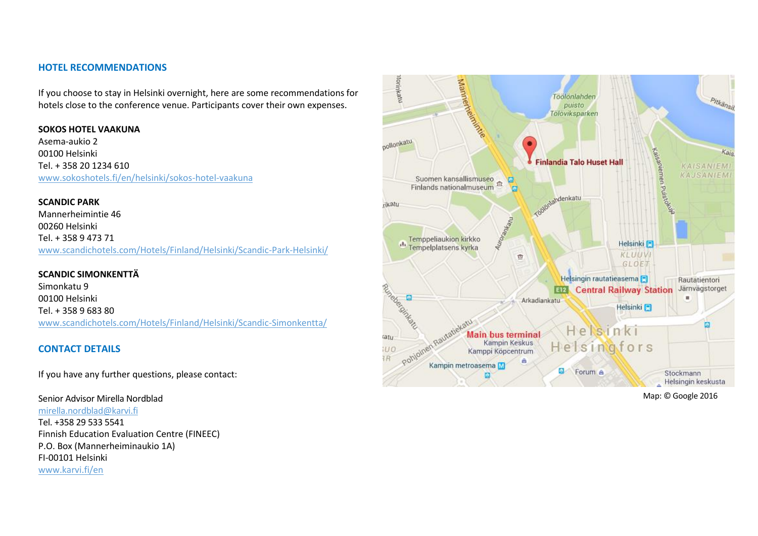## HOTEL RECOMMENDATIONS

If you choose to stay in Helsinki overnight, here are some recommendations for hotels close to the conference venue. Participants cover their own expenses.

**SOKOS HOTEL VAAKUNA**
Asema-aukio 2
00100 Helsinki
Tel. + 358 20 1234 610
www.sokoshotels.fi/en/helsinki/sokos-hotel-vaakuna

**SCANDIC PARK**
Mannerheimintie 46
00260 Helsinki
Tel. + 358 9 473 71
www.scandichotels.com/Hotels/Finland/Helsinki/Scandic-Park-Helsinki/

**SCANDIC SIMONKENTTÄ**
Simonkatu 9
00100 Helsinki
Tel. + 358 9 683 80
www.scandichotels.com/Hotels/Finland/Helsinki/Scandic-Simonkentta/

## CONTACT DETAILS

If you have any further questions, please contact:

Senior Advisor Mirella Nordblad
mirella.nordblad@karvi.fi
Tel. +358 29 533 5541
Finnish Education Evaluation Centre (FINEEC)
P.O. Box (Mannerheiminaukio 1A)
FI-00101 Helsinki
www.karvi.fi/en

Finlandia Talo Huset Hall
Central Railway Station
Main bus terminal
Kampin Keskus
Kamppi Köpcentrum

Map: © Google 2016